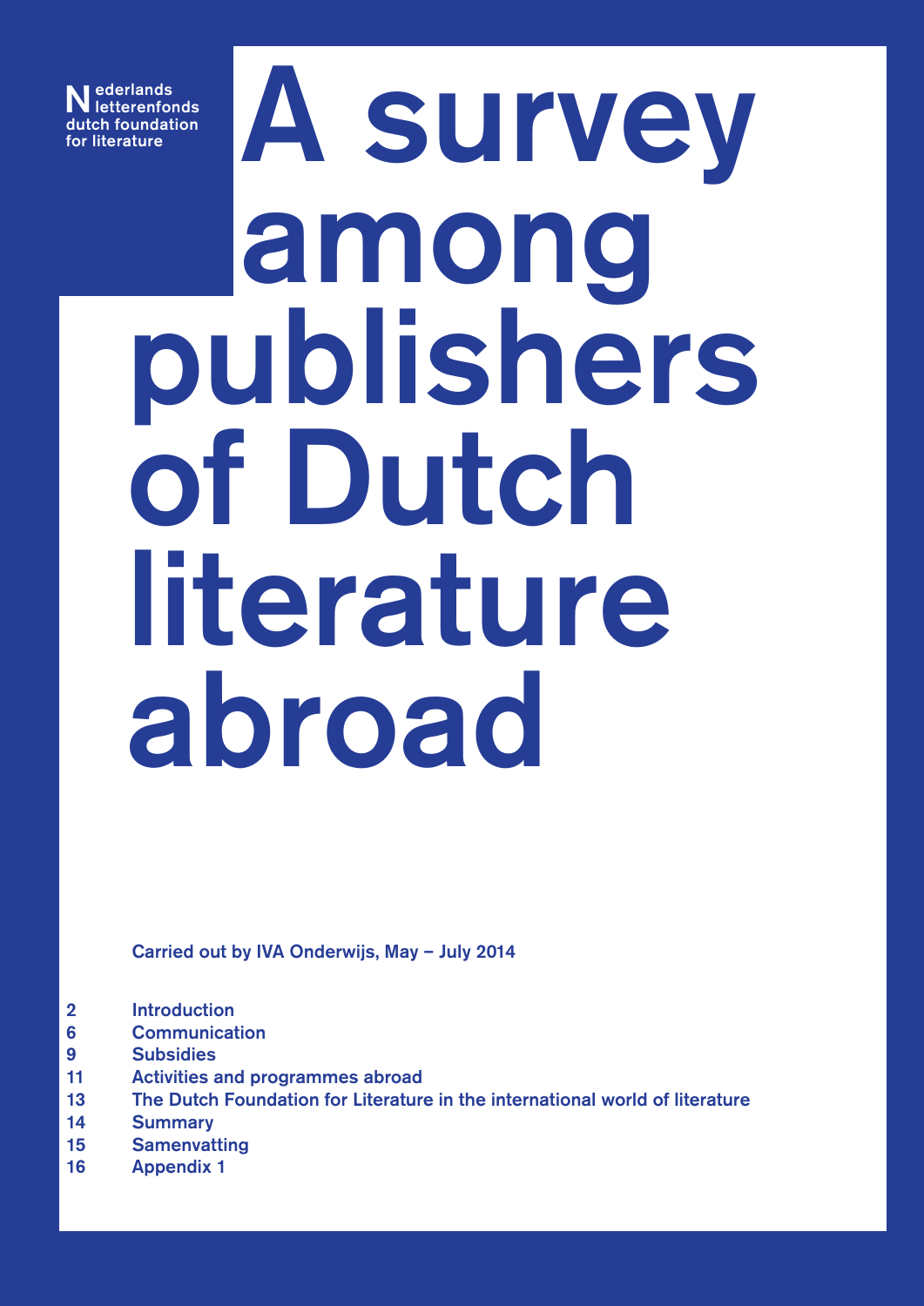Nederlands letterenfonds
dutch foundation for literature

# A survey among publishers of Dutch literature abroad

Carried out by IVA Onderwijs, May – July 2014

| | |
|---|---|
| 2 | Introduction |
| 6 | Communication |
| 9 | Subsidies |
| 11 | Activities and programmes abroad |
| 13 | The Dutch Foundation for Literature in the international world of literature |
| 14 | Summary |
| 15 | Samenvatting |
| 16 | Appendix 1 |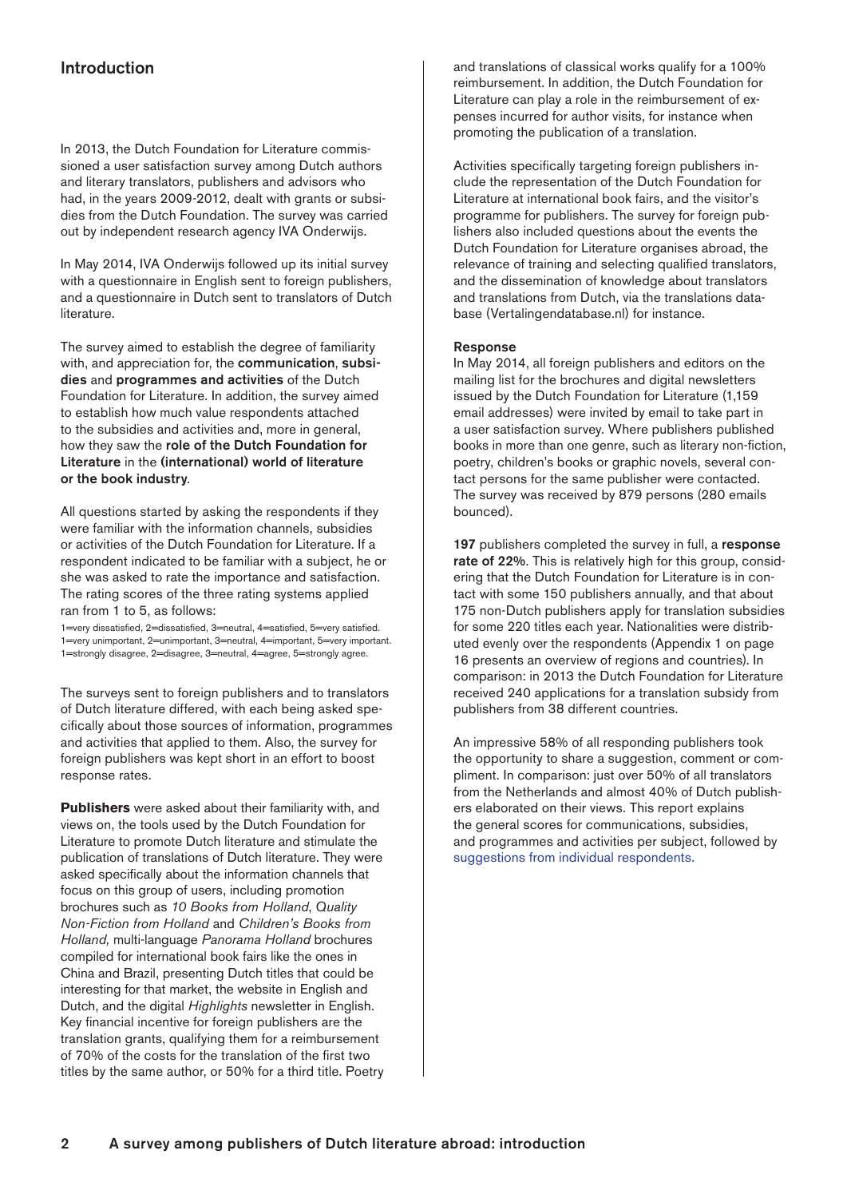## Introduction

In 2013, the Dutch Foundation for Literature commissioned a user satisfaction survey among Dutch authors and literary translators, publishers and advisors who had, in the years 2009-2012, dealt with grants or subsidies from the Dutch Foundation. The survey was carried out by independent research agency IVA Onderwijs.

In May 2014, IVA Onderwijs followed up its initial survey with a questionnaire in English sent to foreign publishers, and a questionnaire in Dutch sent to translators of Dutch literature.

The survey aimed to establish the degree of familiarity with, and appreciation for, the **communication**, **subsidies** and **programmes and activities** of the Dutch Foundation for Literature. In addition, the survey aimed to establish how much value respondents attached to the subsidies and activities and, more in general, how they saw the **role of the Dutch Foundation for Literature** in the **(international) world of literature or the book industry**.

All questions started by asking the respondents if they were familiar with the information channels, subsidies or activities of the Dutch Foundation for Literature. If a respondent indicated to be familiar with a subject, he or she was asked to rate the importance and satisfaction. The rating scores of the three rating systems applied ran from 1 to 5, as follows:

1=very dissatisfied, 2=dissatisfied, 3=neutral, 4=satisfied, 5=very satisfied.
1=very unimportant, 2=unimportant, 3=neutral, 4=important, 5=very important.
1=strongly disagree, 2=disagree, 3=neutral, 4=agree, 5=strongly agree.

The surveys sent to foreign publishers and to translators of Dutch literature differed, with each being asked specifically about those sources of information, programmes and activities that applied to them. Also, the survey for foreign publishers was kept short in an effort to boost response rates.

**Publishers** were asked about their familiarity with, and views on, the tools used by the Dutch Foundation for Literature to promote Dutch literature and stimulate the publication of translations of Dutch literature. They were asked specifically about the information channels that focus on this group of users, including promotion brochures such as *10 Books from Holland*, *Quality Non-Fiction from Holland* and *Children's Books from Holland,* multi-language *Panorama Holland* brochures compiled for international book fairs like the ones in China and Brazil, presenting Dutch titles that could be interesting for that market, the website in English and Dutch, and the digital *Highlights* newsletter in English. Key financial incentive for foreign publishers are the translation grants, qualifying them for a reimbursement of 70% of the costs for the translation of the first two titles by the same author, or 50% for a third title. Poetry and translations of classical works qualify for a 100% reimbursement. In addition, the Dutch Foundation for Literature can play a role in the reimbursement of expenses incurred for author visits, for instance when promoting the publication of a translation.

Activities specifically targeting foreign publishers include the representation of the Dutch Foundation for Literature at international book fairs, and the visitor's programme for publishers. The survey for foreign publishers also included questions about the events the Dutch Foundation for Literature organises abroad, the relevance of training and selecting qualified translators, and the dissemination of knowledge about translators and translations from Dutch, via the translations database (Vertalingendatabase.nl) for instance.

#### Response

In May 2014, all foreign publishers and editors on the mailing list for the brochures and digital newsletters issued by the Dutch Foundation for Literature (1,159 email addresses) were invited by email to take part in a user satisfaction survey. Where publishers published books in more than one genre, such as literary non-fiction, poetry, children's books or graphic novels, several contact persons for the same publisher were contacted. The survey was received by 879 persons (280 emails bounced).

**197** publishers completed the survey in full, a **response rate of 22%**. This is relatively high for this group, considering that the Dutch Foundation for Literature is in contact with some 150 publishers annually, and that about 175 non-Dutch publishers apply for translation subsidies for some 220 titles each year. Nationalities were distributed evenly over the respondents (Appendix 1 on page 16 presents an overview of regions and countries). In comparison: in 2013 the Dutch Foundation for Literature received 240 applications for a translation subsidy from publishers from 38 different countries.

An impressive 58% of all responding publishers took the opportunity to share a suggestion, comment or compliment. In comparison: just over 50% of all translators from the Netherlands and almost 40% of Dutch publishers elaborated on their views. This report explains the general scores for communications, subsidies, and programmes and activities per subject, followed by suggestions from individual respondents.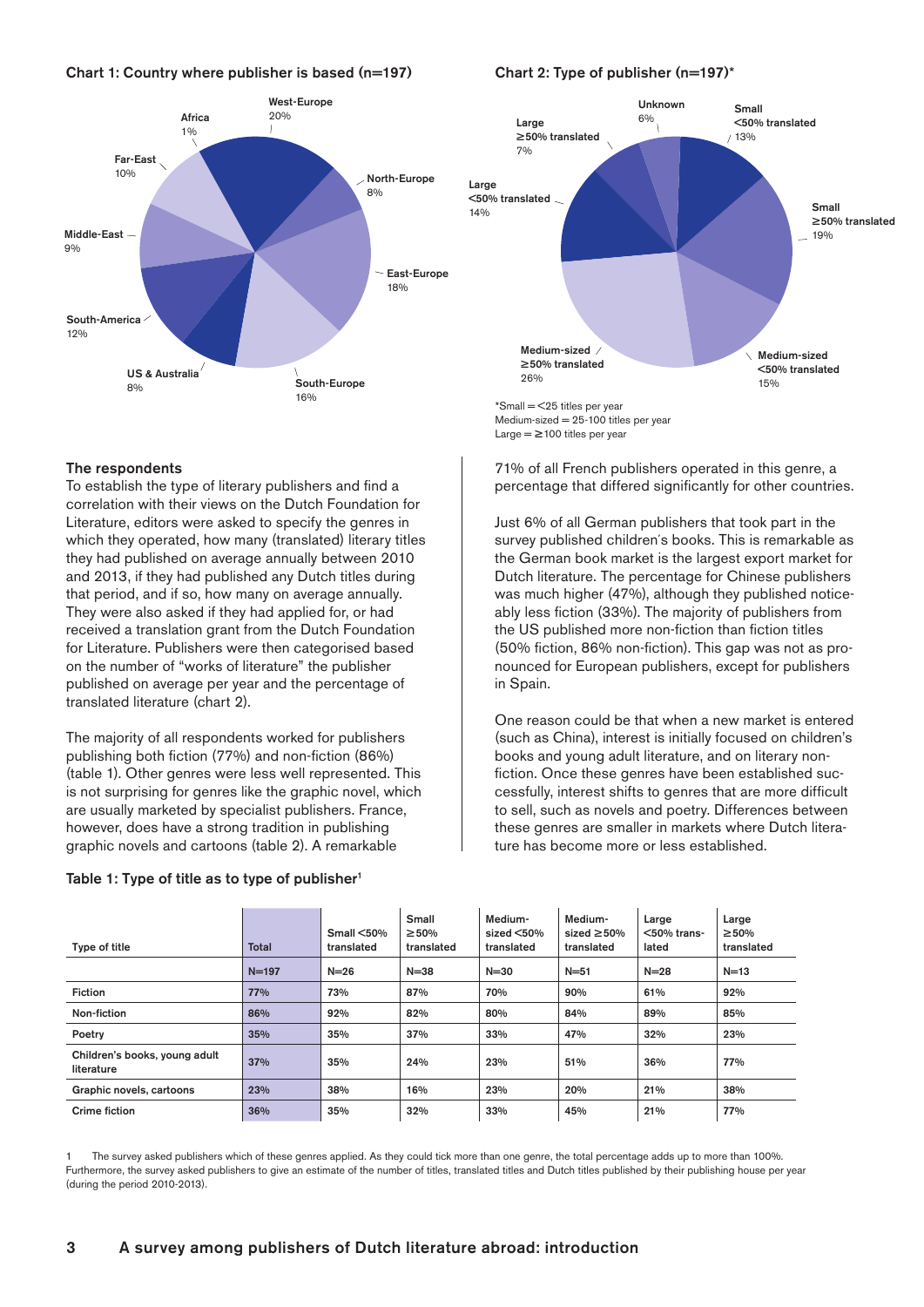### Chart 1: Country where publisher is based (n=197)

West-Europe 20%
North-Europe 8%
East-Europe 18%
South-Europe 16%
US & Australia 8%
South-America 12%
Middle-East 9%
Far-East 10%
Africa 1%

### Chart 2: Type of publisher (n=197)*

Small <50% translated 13%
Small ≥50% translated 19%
Medium-sized <50% translated 15%
Medium-sized ≥50% translated 26%
Large <50% translated 14%
Large ≥50% translated 7%
Unknown 6%

*Small = <25 titles per year
Medium-sized = 25-100 titles per year
Large = ≥100 titles per year

### The respondents

To establish the type of literary publishers and find a correlation with their views on the Dutch Foundation for Literature, editors were asked to specify the genres in which they operated, how many (translated) literary titles they had published on average annually between 2010 and 2013, if they had published any Dutch titles during that period, and if so, how many on average annually. They were also asked if they had applied for, or had received a translation grant from the Dutch Foundation for Literature. Publishers were then categorised based on the number of "works of literature" the publisher published on average per year and the percentage of translated literature (chart 2).

The majority of all respondents worked for publishers publishing both fiction (77%) and non-fiction (86%) (table 1). Other genres were less well represented. This is not surprising for genres like the graphic novel, which are usually marketed by specialist publishers. France, however, does have a strong tradition in publishing graphic novels and cartoons (table 2). A remarkable 71% of all French publishers operated in this genre, a percentage that differed significantly for other countries.

Just 6% of all German publishers that took part in the survey published children's books. This is remarkable as the German book market is the largest export market for Dutch literature. The percentage for Chinese publishers was much higher (47%), although they published noticeably less fiction (33%). The majority of publishers from the US published more non-fiction than fiction titles (50% fiction, 86% non-fiction). This gap was not as pronounced for European publishers, except for publishers in Spain.

One reason could be that when a new market is entered (such as China), interest is initially focused on children's books and young adult literature, and on literary non-fiction. Once these genres have been established successfully, interest shifts to genres that are more difficult to sell, such as novels and poetry. Differences between these genres are smaller in markets where Dutch literature has become more or less established.

### Table 1: Type of title as to type of publisher[1]

| Type of title | Total | Small <50% translated | Small ≥50% translated | Medium-sized <50% translated | Medium-sized ≥50% translated | Large <50% translated | Large ≥50% translated |
|---|---|---|---|---|---|---|---|
| | N=197 | N=26 | N=38 | N=30 | N=51 | N=28 | N=13 |
| Fiction | 77% | 73% | 87% | 70% | 90% | 61% | 92% |
| Non-fiction | 86% | 92% | 82% | 80% | 84% | 89% | 85% |
| Poetry | 35% | 35% | 37% | 33% | 47% | 32% | 23% |
| Children's books, young adult literature | 37% | 35% | 24% | 23% | 51% | 36% | 77% |
| Graphic novels, cartoons | 23% | 38% | 16% | 23% | 20% | 21% | 38% |
| Crime fiction | 36% | 35% | 32% | 33% | 45% | 21% | 77% |

1 The survey asked publishers which of these genres applied. As they could tick more than one genre, the total percentage adds up to more than 100%. Furthermore, the survey asked publishers to give an estimate of the number of titles, translated titles and Dutch titles published by their publishing house per year (during the period 2010-2013).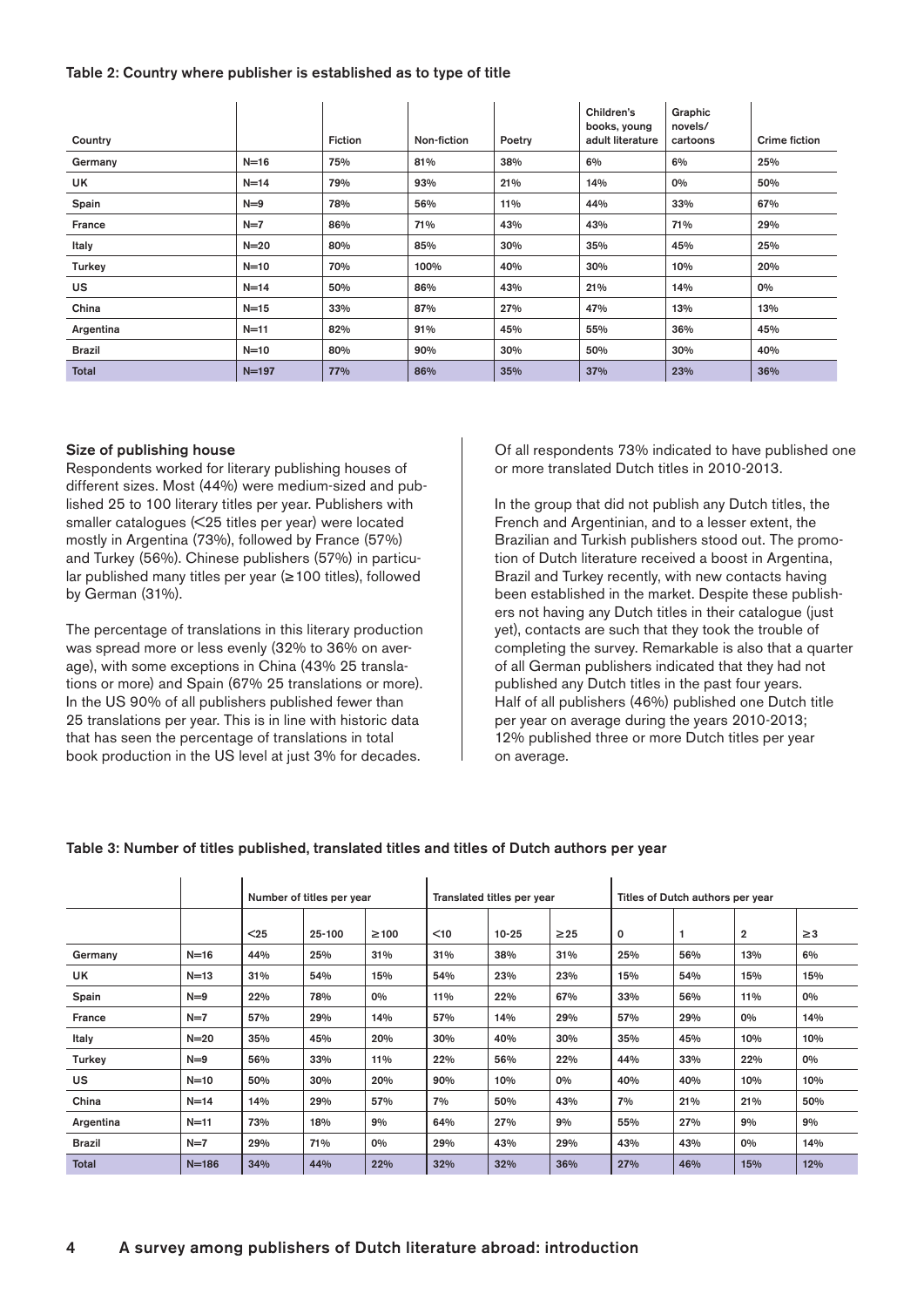**Table 2: Country where publisher is established as to type of title**

| Country | | Fiction | Non-fiction | Poetry | Children's books, young adult literature | Graphic novels/ cartoons | Crime fiction |
|---|---|---|---|---|---|---|---|
| Germany | N=16 | 75% | 81% | 38% | 6% | 6% | 25% |
| UK | N=14 | 79% | 93% | 21% | 14% | 0% | 50% |
| Spain | N=9 | 78% | 56% | 11% | 44% | 33% | 67% |
| France | N=7 | 86% | 71% | 43% | 43% | 71% | 29% |
| Italy | N=20 | 80% | 85% | 30% | 35% | 45% | 25% |
| Turkey | N=10 | 70% | 100% | 40% | 30% | 10% | 20% |
| US | N=14 | 50% | 86% | 43% | 21% | 14% | 0% |
| China | N=15 | 33% | 87% | 27% | 47% | 13% | 13% |
| Argentina | N=11 | 82% | 91% | 45% | 55% | 36% | 45% |
| Brazil | N=10 | 80% | 90% | 30% | 50% | 30% | 40% |
| Total | N=197 | 77% | 86% | 35% | 37% | 23% | 36% |

**Size of publishing house**

Respondents worked for literary publishing houses of different sizes. Most (44%) were medium-sized and published 25 to 100 literary titles per year. Publishers with smaller catalogues (<25 titles per year) were located mostly in Argentina (73%), followed by France (57%) and Turkey (56%). Chinese publishers (57%) in particular published many titles per year (≥100 titles), followed by German (31%).

The percentage of translations in this literary production was spread more or less evenly (32% to 36% on average), with some exceptions in China (43% 25 translations or more) and Spain (67% 25 translations or more). In the US 90% of all publishers published fewer than 25 translations per year. This is in line with historic data that has seen the percentage of translations in total book production in the US level at just 3% for decades.

Of all respondents 73% indicated to have published one or more translated Dutch titles in 2010-2013.

In the group that did not publish any Dutch titles, the French and Argentinian, and to a lesser extent, the Brazilian and Turkish publishers stood out. The promotion of Dutch literature received a boost in Argentina, Brazil and Turkey recently, with new contacts having been established in the market. Despite these publishers not having any Dutch titles in their catalogue (just yet), contacts are such that they took the trouble of completing the survey. Remarkable is also that a quarter of all German publishers indicated that they had not published any Dutch titles in the past four years.
Half of all publishers (46%) published one Dutch title per year on average during the years 2010-2013; 12% published three or more Dutch titles per year on average.

**Table 3: Number of titles published, translated titles and titles of Dutch authors per year**

| | | Number of titles per year | | | Translated titles per year | | | Titles of Dutch authors per year | | | |
|---|---|---|---|---|---|---|---|---|---|---|---|
| | | <25 | 25-100 | ≥100 | <10 | 10-25 | ≥25 | 0 | 1 | 2 | ≥3 |
| Germany | N=16 | 44% | 25% | 31% | 31% | 38% | 31% | 25% | 56% | 13% | 6% |
| UK | N=13 | 31% | 54% | 15% | 54% | 23% | 23% | 15% | 54% | 15% | 15% |
| Spain | N=9 | 22% | 78% | 0% | 11% | 22% | 67% | 33% | 56% | 11% | 0% |
| France | N=7 | 57% | 29% | 14% | 57% | 14% | 29% | 57% | 29% | 0% | 14% |
| Italy | N=20 | 35% | 45% | 20% | 30% | 40% | 30% | 35% | 45% | 10% | 10% |
| Turkey | N=9 | 56% | 33% | 11% | 22% | 56% | 22% | 44% | 33% | 22% | 0% |
| US | N=10 | 50% | 30% | 20% | 90% | 10% | 0% | 40% | 40% | 10% | 10% |
| China | N=14 | 14% | 29% | 57% | 7% | 50% | 43% | 7% | 21% | 21% | 50% |
| Argentina | N=11 | 73% | 18% | 9% | 64% | 27% | 9% | 55% | 27% | 9% | 9% |
| Brazil | N=7 | 29% | 71% | 0% | 29% | 43% | 29% | 43% | 43% | 0% | 14% |
| Total | N=186 | 34% | 44% | 22% | 32% | 32% | 36% | 27% | 46% | 15% | 12% |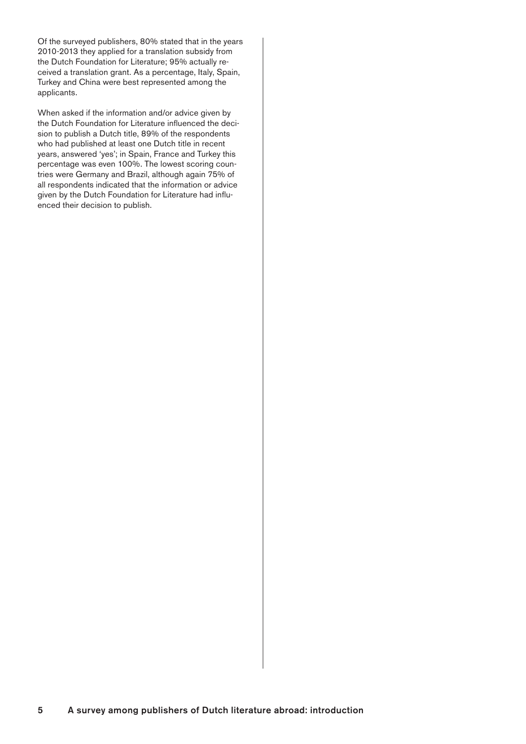Of the surveyed publishers, 80% stated that in the years 2010-2013 they applied for a translation subsidy from the Dutch Foundation for Literature; 95% actually received a translation grant. As a percentage, Italy, Spain, Turkey and China were best represented among the applicants.

When asked if the information and/or advice given by the Dutch Foundation for Literature influenced the decision to publish a Dutch title, 89% of the respondents who had published at least one Dutch title in recent years, answered 'yes'; in Spain, France and Turkey this percentage was even 100%. The lowest scoring countries were Germany and Brazil, although again 75% of all respondents indicated that the information or advice given by the Dutch Foundation for Literature had influenced their decision to publish.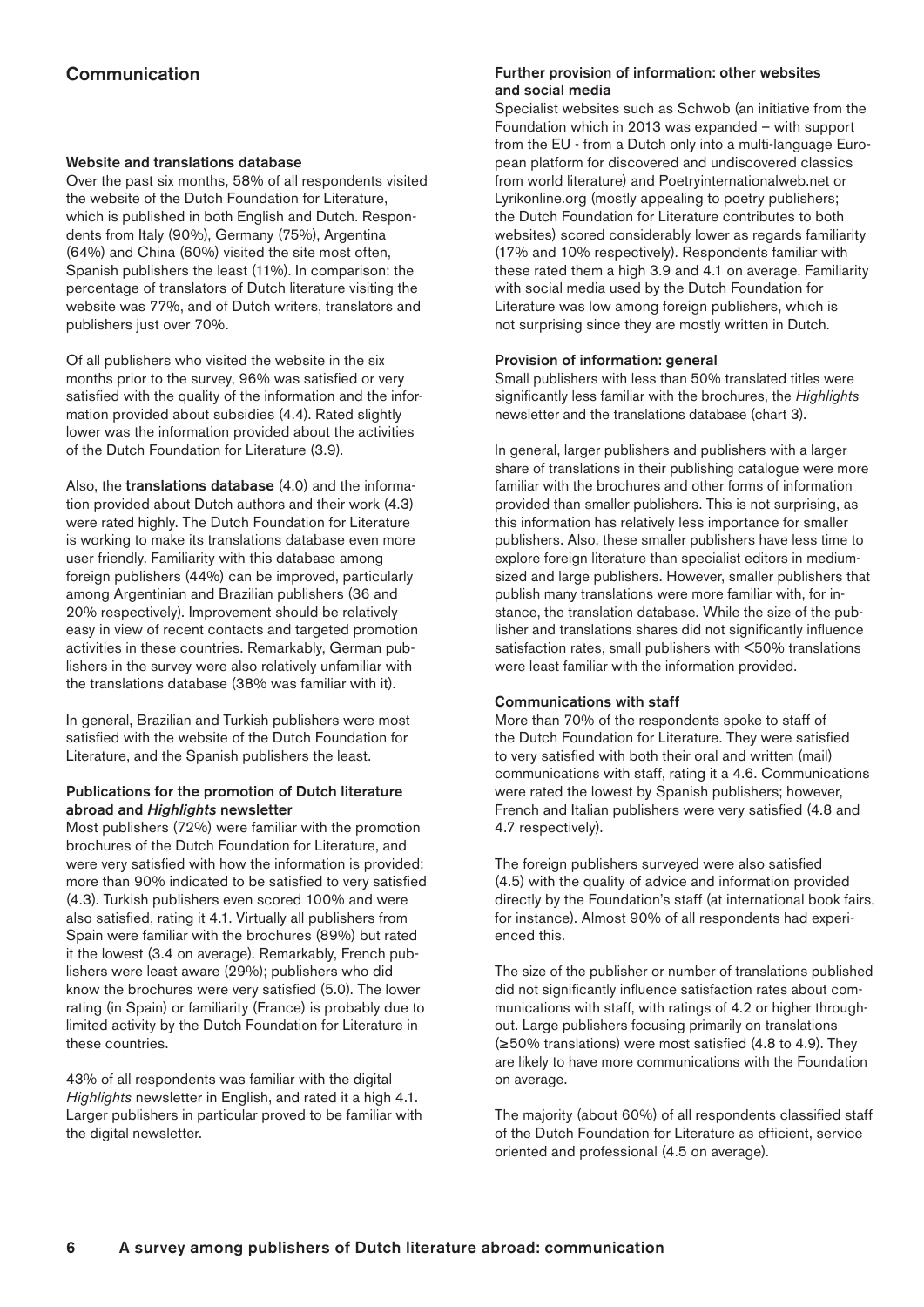## Communication

### Website and translations database

Over the past six months, 58% of all respondents visited the website of the Dutch Foundation for Literature, which is published in both English and Dutch. Respondents from Italy (90%), Germany (75%), Argentina (64%) and China (60%) visited the site most often, Spanish publishers the least (11%). In comparison: the percentage of translators of Dutch literature visiting the website was 77%, and of Dutch writers, translators and publishers just over 70%.

Of all publishers who visited the website in the six months prior to the survey, 96% was satisfied or very satisfied with the quality of the information and the information provided about subsidies (4.4). Rated slightly lower was the information provided about the activities of the Dutch Foundation for Literature (3.9).

Also, the **translations database** (4.0) and the information provided about Dutch authors and their work (4.3) were rated highly. The Dutch Foundation for Literature is working to make its translations database even more user friendly. Familiarity with this database among foreign publishers (44%) can be improved, particularly among Argentinian and Brazilian publishers (36 and 20% respectively). Improvement should be relatively easy in view of recent contacts and targeted promotion activities in these countries. Remarkably, German publishers in the survey were also relatively unfamiliar with the translations database (38% was familiar with it).

In general, Brazilian and Turkish publishers were most satisfied with the website of the Dutch Foundation for Literature, and the Spanish publishers the least.

### Publications for the promotion of Dutch literature abroad and *Highlights* newsletter

Most publishers (72%) were familiar with the promotion brochures of the Dutch Foundation for Literature, and were very satisfied with how the information is provided: more than 90% indicated to be satisfied to very satisfied (4.3). Turkish publishers even scored 100% and were also satisfied, rating it 4.1. Virtually all publishers from Spain were familiar with the brochures (89%) but rated it the lowest (3.4 on average). Remarkably, French publishers were least aware (29%); publishers who did know the brochures were very satisfied (5.0). The lower rating (in Spain) or familiarity (France) is probably due to limited activity by the Dutch Foundation for Literature in these countries.

43% of all respondents was familiar with the digital *Highlights* newsletter in English, and rated it a high 4.1. Larger publishers in particular proved to be familiar with the digital newsletter.

### Further provision of information: other websites and social media

Specialist websites such as Schwob (an initiative from the Foundation which in 2013 was expanded – with support from the EU - from a Dutch only into a multi-language European platform for discovered and undiscovered classics from world literature) and Poetryinternationalweb.net or Lyrikonline.org (mostly appealing to poetry publishers; the Dutch Foundation for Literature contributes to both websites) scored considerably lower as regards familiarity (17% and 10% respectively). Respondents familiar with these rated them a high 3.9 and 4.1 on average. Familiarity with social media used by the Dutch Foundation for Literature was low among foreign publishers, which is not surprising since they are mostly written in Dutch.

### Provision of information: general

Small publishers with less than 50% translated titles were significantly less familiar with the brochures, the *Highlights* newsletter and the translations database (chart 3).

In general, larger publishers and publishers with a larger share of translations in their publishing catalogue were more familiar with the brochures and other forms of information provided than smaller publishers. This is not surprising, as this information has relatively less importance for smaller publishers. Also, these smaller publishers have less time to explore foreign literature than specialist editors in medium-sized and large publishers. However, smaller publishers that publish many translations were more familiar with, for instance, the translation database. While the size of the publisher and translations shares did not significantly influence satisfaction rates, small publishers with <50% translations were least familiar with the information provided.

### Communications with staff

More than 70% of the respondents spoke to staff of the Dutch Foundation for Literature. They were satisfied to very satisfied with both their oral and written (mail) communications with staff, rating it a 4.6. Communications were rated the lowest by Spanish publishers; however, French and Italian publishers were very satisfied (4.8 and 4.7 respectively).

The foreign publishers surveyed were also satisfied (4.5) with the quality of advice and information provided directly by the Foundation's staff (at international book fairs, for instance). Almost 90% of all respondents had experienced this.

The size of the publisher or number of translations published did not significantly influence satisfaction rates about communications with staff, with ratings of 4.2 or higher throughout. Large publishers focusing primarily on translations (≥50% translations) were most satisfied (4.8 to 4.9). They are likely to have more communications with the Foundation on average.

The majority (about 60%) of all respondents classified staff of the Dutch Foundation for Literature as efficient, service oriented and professional (4.5 on average).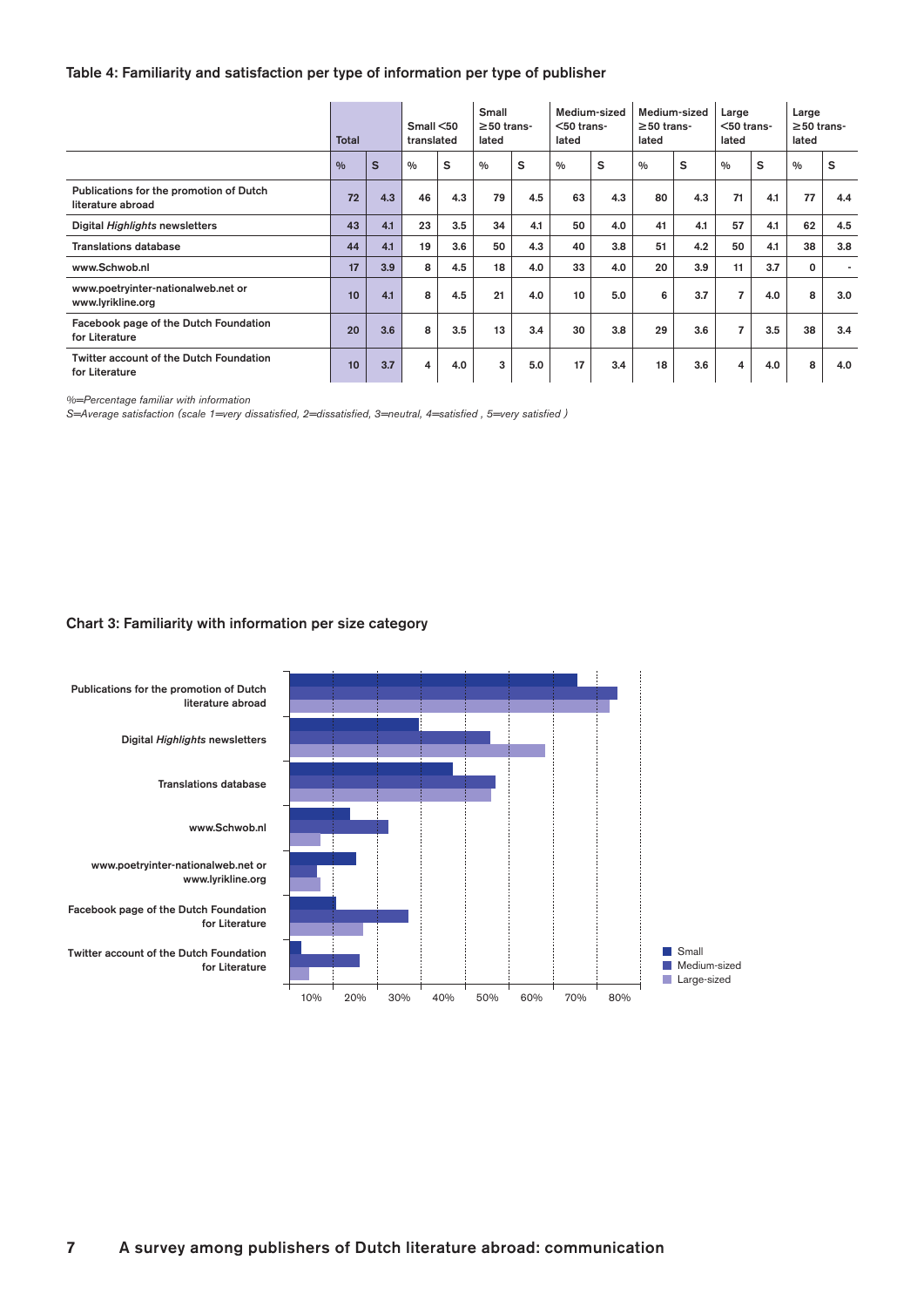### Table 4: Familiarity and satisfaction per type of information per type of publisher

| | Total | | Small <50 translated | | Small ≥50 translated | | Medium-sized <50 translated | | Medium-sized ≥50 translated | | Large <50 translated | | Large ≥50 translated | |
|---|---|---|---|---|---|---|---|---|---|---|---|---|---|---|
| | % | S | % | S | % | S | % | S | % | S | % | S | % | S |
| Publications for the promotion of Dutch literature abroad | 72 | 4.3 | 46 | 4.3 | 79 | 4.5 | 63 | 4.3 | 80 | 4.3 | 71 | 4.1 | 77 | 4.4 |
| Digital *Highlights* newsletters | 43 | 4.1 | 23 | 3.5 | 34 | 4.1 | 50 | 4.0 | 41 | 4.1 | 57 | 4.1 | 62 | 4.5 |
| Translations database | 44 | 4.1 | 19 | 3.6 | 50 | 4.3 | 40 | 3.8 | 51 | 4.2 | 50 | 4.1 | 38 | 3.8 |
| www.Schwob.nl | 17 | 3.9 | 8 | 4.5 | 18 | 4.0 | 33 | 4.0 | 20 | 3.9 | 11 | 3.7 | 0 | - |
| www.poetryinter-nationalweb.net or www.lyrikline.org | 10 | 4.1 | 8 | 4.5 | 21 | 4.0 | 10 | 5.0 | 6 | 3.7 | 7 | 4.0 | 8 | 3.0 |
| Facebook page of the Dutch Foundation for Literature | 20 | 3.6 | 8 | 3.5 | 13 | 3.4 | 30 | 3.8 | 29 | 3.6 | 7 | 3.5 | 38 | 3.4 |
| Twitter account of the Dutch Foundation for Literature | 10 | 3.7 | 4 | 4.0 | 3 | 5.0 | 17 | 3.4 | 18 | 3.6 | 4 | 4.0 | 8 | 4.0 |

*%=Percentage familiar with information*
*S=Average satisfaction (scale 1=very dissatisfied, 2=dissatisfied, 3=neutral, 4=satisfied , 5=very satisfied )*

### Chart 3: Familiarity with information per size category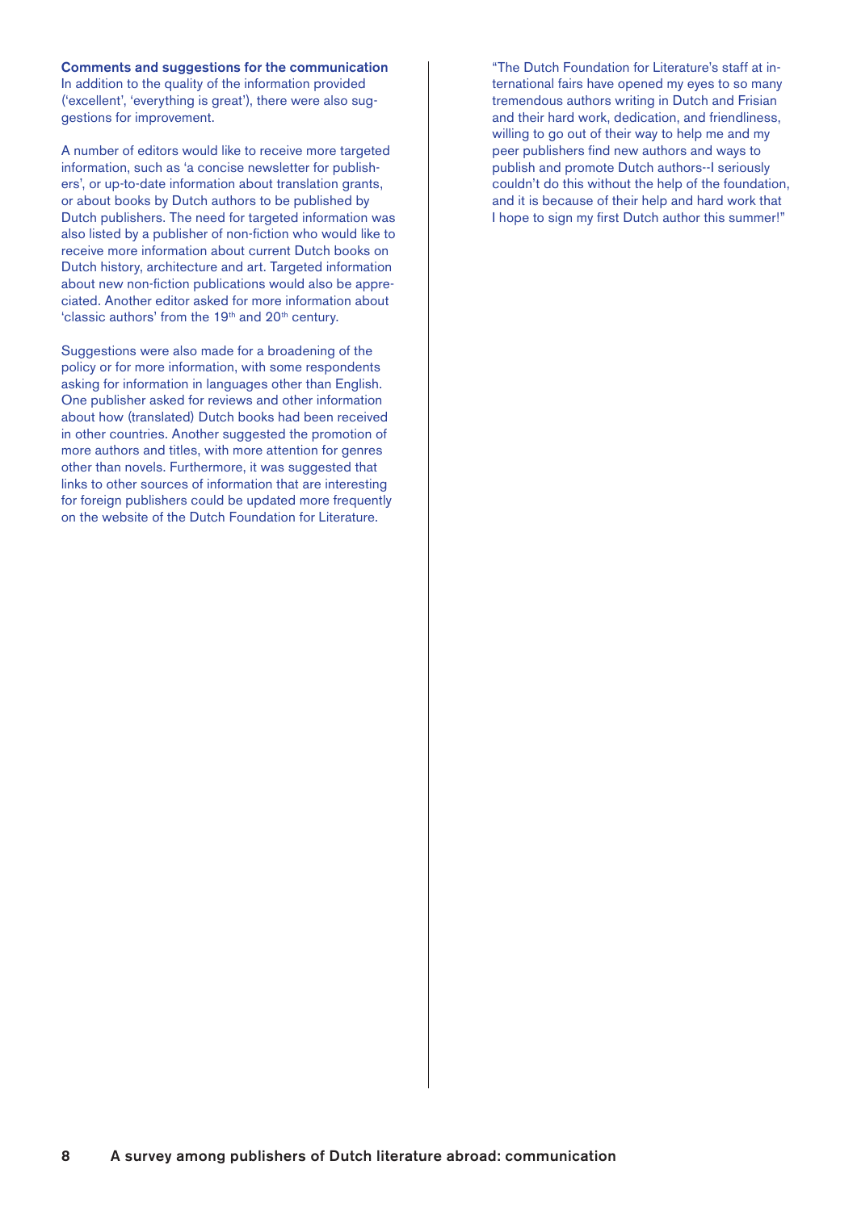**Comments and suggestions for the communication**

In addition to the quality of the information provided ('excellent', 'everything is great'), there were also suggestions for improvement.

A number of editors would like to receive more targeted information, such as 'a concise newsletter for publishers', or up-to-date information about translation grants, or about books by Dutch authors to be published by Dutch publishers. The need for targeted information was also listed by a publisher of non-fiction who would like to receive more information about current Dutch books on Dutch history, architecture and art. Targeted information about new non-fiction publications would also be appreciated. Another editor asked for more information about 'classic authors' from the 19th and 20th century.

Suggestions were also made for a broadening of the policy or for more information, with some respondents asking for information in languages other than English. One publisher asked for reviews and other information about how (translated) Dutch books had been received in other countries. Another suggested the promotion of more authors and titles, with more attention for genres other than novels. Furthermore, it was suggested that links to other sources of information that are interesting for foreign publishers could be updated more frequently on the website of the Dutch Foundation for Literature.

"The Dutch Foundation for Literature's staff at international fairs have opened my eyes to so many tremendous authors writing in Dutch and Frisian and their hard work, dedication, and friendliness, willing to go out of their way to help me and my peer publishers find new authors and ways to publish and promote Dutch authors--I seriously couldn't do this without the help of the foundation, and it is because of their help and hard work that I hope to sign my first Dutch author this summer!"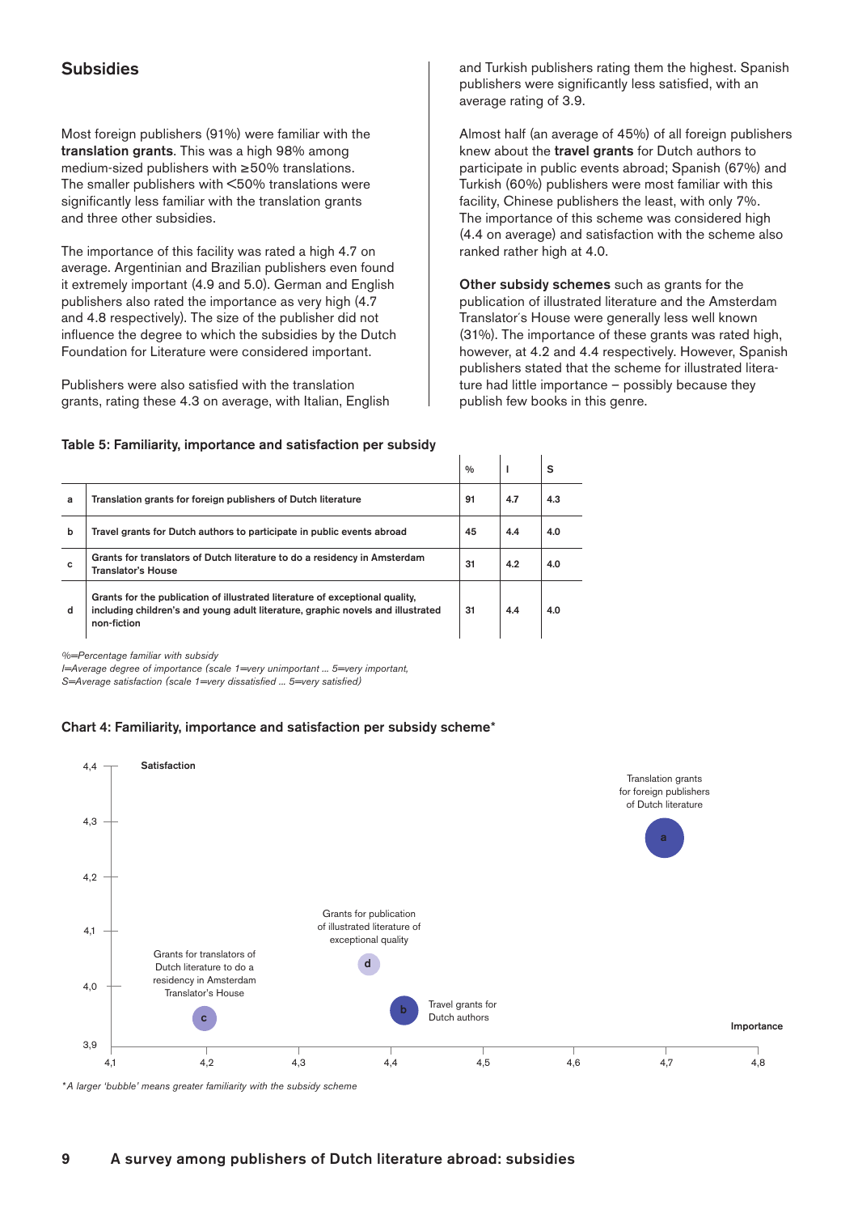## Subsidies

Most foreign publishers (91%) were familiar with the **translation grants**. This was a high 98% among medium-sized publishers with ≥50% translations. The smaller publishers with <50% translations were significantly less familiar with the translation grants and three other subsidies.

The importance of this facility was rated a high 4.7 on average. Argentinian and Brazilian publishers even found it extremely important (4.9 and 5.0). German and English publishers also rated the importance as very high (4.7 and 4.8 respectively). The size of the publisher did not influence the degree to which the subsidies by the Dutch Foundation for Literature were considered important.

Publishers were also satisfied with the translation grants, rating these 4.3 on average, with Italian, English and Turkish publishers rating them the highest. Spanish publishers were significantly less satisfied, with an average rating of 3.9.

Almost half (an average of 45%) of all foreign publishers knew about the **travel grants** for Dutch authors to participate in public events abroad; Spanish (67%) and Turkish (60%) publishers were most familiar with this facility, Chinese publishers the least, with only 7%. The importance of this scheme was considered high (4.4 on average) and satisfaction with the scheme also ranked rather high at 4.0.

**Other subsidy schemes** such as grants for the publication of illustrated literature and the Amsterdam Translator's House were generally less well known (31%). The importance of these grants was rated high, however, at 4.2 and 4.4 respectively. However, Spanish publishers stated that the scheme for illustrated literature had little importance – possibly because they publish few books in this genre.

### Table 5: Familiarity, importance and satisfaction per subsidy

| | | % | I | S |
|---|---|---|---|---|
| a | Translation grants for foreign publishers of Dutch literature | 91 | 4.7 | 4.3 |
| b | Travel grants for Dutch authors to participate in public events abroad | 45 | 4.4 | 4.0 |
| c | Grants for translators of Dutch literature to do a residency in Amsterdam Translator's House | 31 | 4.2 | 4.0 |
| d | Grants for the publication of illustrated literature of exceptional quality, including children's and young adult literature, graphic novels and illustrated non-fiction | 31 | 4.4 | 4.0 |

*%=Percentage familiar with subsidy*
*I=Average degree of importance (scale 1=very unimportant ... 5=very important,*
*S=Average satisfaction (scale 1=very dissatisfied ... 5=very satisfied)*

### Chart 4: Familiarity, importance and satisfaction per subsidy scheme*

*A larger 'bubble' means greater familiarity with the subsidy scheme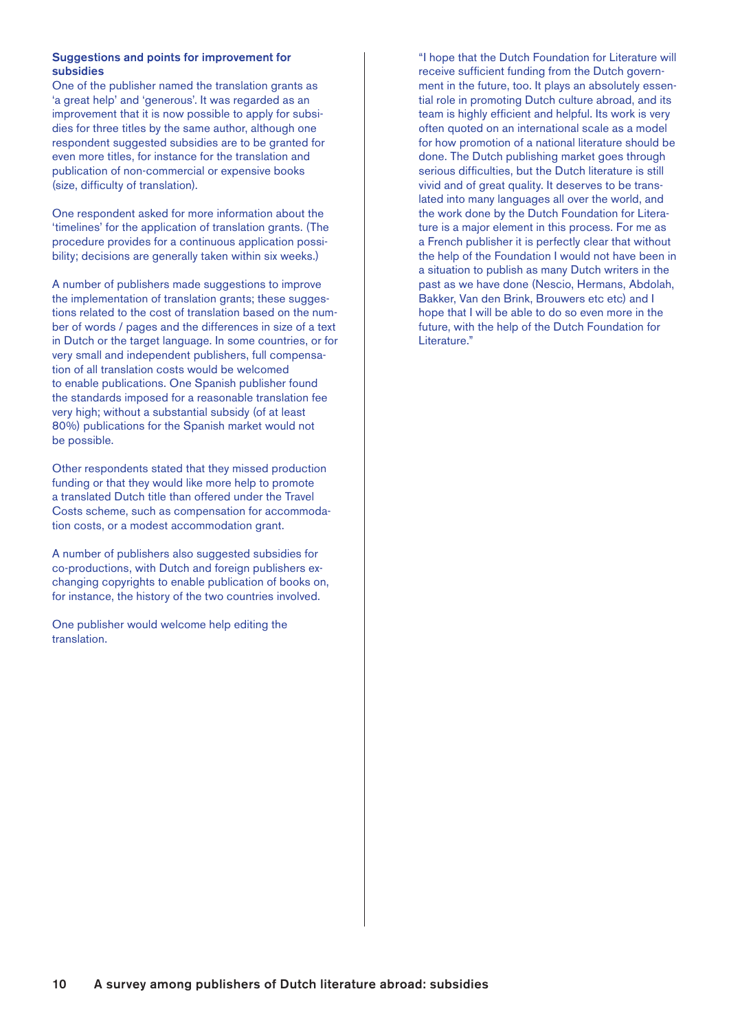### Suggestions and points for improvement for subsidies

One of the publisher named the translation grants as 'a great help' and 'generous'. It was regarded as an improvement that it is now possible to apply for subsidies for three titles by the same author, although one respondent suggested subsidies are to be granted for even more titles, for instance for the translation and publication of non-commercial or expensive books (size, difficulty of translation).

One respondent asked for more information about the 'timelines' for the application of translation grants. (The procedure provides for a continuous application possibility; decisions are generally taken within six weeks.)

A number of publishers made suggestions to improve the implementation of translation grants; these suggestions related to the cost of translation based on the number of words / pages and the differences in size of a text in Dutch or the target language. In some countries, or for very small and independent publishers, full compensation of all translation costs would be welcomed to enable publications. One Spanish publisher found the standards imposed for a reasonable translation fee very high; without a substantial subsidy (of at least 80%) publications for the Spanish market would not be possible.

Other respondents stated that they missed production funding or that they would like more help to promote a translated Dutch title than offered under the Travel Costs scheme, such as compensation for accommodation costs, or a modest accommodation grant.

A number of publishers also suggested subsidies for co-productions, with Dutch and foreign publishers exchanging copyrights to enable publication of books on, for instance, the history of the two countries involved.

One publisher would welcome help editing the translation.

"I hope that the Dutch Foundation for Literature will receive sufficient funding from the Dutch government in the future, too. It plays an absolutely essential role in promoting Dutch culture abroad, and its team is highly efficient and helpful. Its work is very often quoted on an international scale as a model for how promotion of a national literature should be done. The Dutch publishing market goes through serious difficulties, but the Dutch literature is still vivid and of great quality. It deserves to be translated into many languages all over the world, and the work done by the Dutch Foundation for Literature is a major element in this process. For me as a French publisher it is perfectly clear that without the help of the Foundation I would not have been in a situation to publish as many Dutch writers in the past as we have done (Nescio, Hermans, Abdolah, Bakker, Van den Brink, Brouwers etc etc) and I hope that I will be able to do so even more in the future, with the help of the Dutch Foundation for Literature."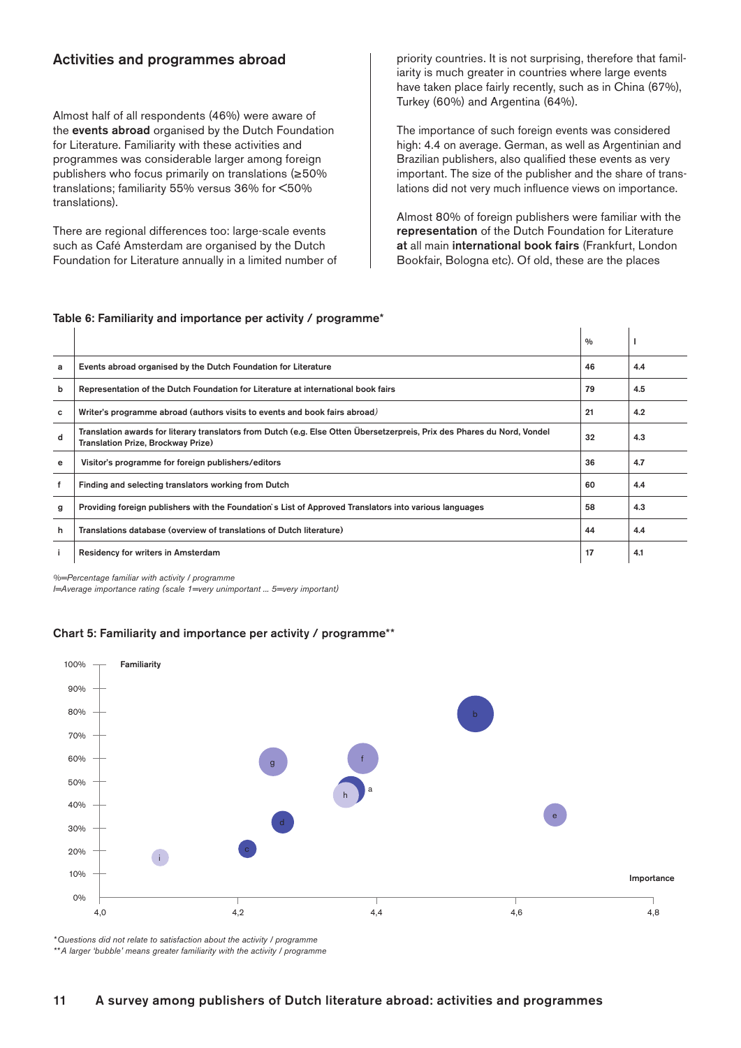## Activities and programmes abroad

Almost half of all respondents (46%) were aware of the **events abroad** organised by the Dutch Foundation for Literature. Familiarity with these activities and programmes was considerable larger among foreign publishers who focus primarily on translations (≥50% translations; familiarity 55% versus 36% for <50% translations).

There are regional differences too: large-scale events such as Café Amsterdam are organised by the Dutch Foundation for Literature annually in a limited number of priority countries. It is not surprising, therefore that familiarity is much greater in countries where large events have taken place fairly recently, such as in China (67%), Turkey (60%) and Argentina (64%).

The importance of such foreign events was considered high: 4.4 on average. German, as well as Argentinian and Brazilian publishers, also qualified these events as very important. The size of the publisher and the share of translations did not very much influence views on importance.

Almost 80% of foreign publishers were familiar with the **representation** of the Dutch Foundation for Literature **at** all main **international book fairs** (Frankfurt, London Bookfair, Bologna etc). Of old, these are the places

**Table 6: Familiarity and importance per activity / programme***

| | | % | I |
|---|---|---|---|
| a | Events abroad organised by the Dutch Foundation for Literature | 46 | 4.4 |
| b | Representation of the Dutch Foundation for Literature at international book fairs | 79 | 4.5 |
| c | Writer's programme abroad (authors visits to events and book fairs abroad) | 21 | 4.2 |
| d | Translation awards for literary translators from Dutch (e.g. Else Otten Übersetzerpreis, Prix des Phares du Nord, Vondel Translation Prize, Brockway Prize) | 32 | 4.3 |
| e | Visitor's programme for foreign publishers/editors | 36 | 4.7 |
| f | Finding and selecting translators working from Dutch | 60 | 4.4 |
| g | Providing foreign publishers with the Foundation`s List of Approved Translators into various languages | 58 | 4.3 |
| h | Translations database (overview of translations of Dutch literature) | 44 | 4.4 |
| i | Residency for writers in Amsterdam | 17 | 4.1 |

*%=Percentage familiar with activity / programme*
*I=Average importance rating (scale 1=very unimportant ... 5=very important)*

**Chart 5: Familiarity and importance per activity / programme****

*Questions did not relate to satisfaction about the activity / programme
**A larger 'bubble' means greater familiarity with the activity / programme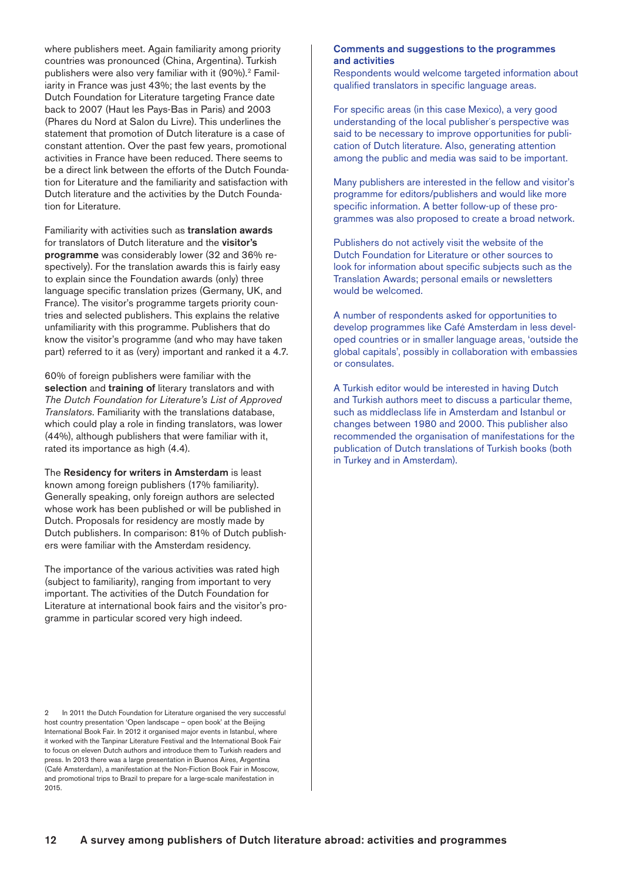where publishers meet. Again familiarity among priority countries was pronounced (China, Argentina). Turkish publishers were also very familiar with it (90%).[2] Familiarity in France was just 43%; the last events by the Dutch Foundation for Literature targeting France date back to 2007 (Haut les Pays-Bas in Paris) and 2003 (Phares du Nord at Salon du Livre). This underlines the statement that promotion of Dutch literature is a case of constant attention. Over the past few years, promotional activities in France have been reduced. There seems to be a direct link between the efforts of the Dutch Foundation for Literature and the familiarity and satisfaction with Dutch literature and the activities by the Dutch Foundation for Literature.

Familiarity with activities such as **translation awards** for translators of Dutch literature and the **visitor's programme** was considerably lower (32 and 36% respectively). For the translation awards this is fairly easy to explain since the Foundation awards (only) three language specific translation prizes (Germany, UK, and France). The visitor's programme targets priority countries and selected publishers. This explains the relative unfamiliarity with this programme. Publishers that do know the visitor's programme (and who may have taken part) referred to it as (very) important and ranked it a 4.7.

60% of foreign publishers were familiar with the **selection** and **training of** literary translators and with *The Dutch Foundation for Literature's List of Approved Translators*. Familiarity with the translations database, which could play a role in finding translators, was lower (44%), although publishers that were familiar with it, rated its importance as high (4.4).

The **Residency for writers in Amsterdam** is least known among foreign publishers (17% familiarity). Generally speaking, only foreign authors are selected whose work has been published or will be published in Dutch. Proposals for residency are mostly made by Dutch publishers. In comparison: 81% of Dutch publishers were familiar with the Amsterdam residency.

The importance of the various activities was rated high (subject to familiarity), ranging from important to very important. The activities of the Dutch Foundation for Literature at international book fairs and the visitor's programme in particular scored very high indeed.

### Comments and suggestions to the programmes and activities

Respondents would welcome targeted information about qualified translators in specific language areas.

For specific areas (in this case Mexico), a very good understanding of the local publisher's perspective was said to be necessary to improve opportunities for publication of Dutch literature. Also, generating attention among the public and media was said to be important.

Many publishers are interested in the fellow and visitor's programme for editors/publishers and would like more specific information. A better follow-up of these programmes was also proposed to create a broad network.

Publishers do not actively visit the website of the Dutch Foundation for Literature or other sources to look for information about specific subjects such as the Translation Awards; personal emails or newsletters would be welcomed.

A number of respondents asked for opportunities to develop programmes like Café Amsterdam in less developed countries or in smaller language areas, 'outside the global capitals', possibly in collaboration with embassies or consulates.

A Turkish editor would be interested in having Dutch and Turkish authors meet to discuss a particular theme, such as middleclass life in Amsterdam and Istanbul or changes between 1980 and 2000. This publisher also recommended the organisation of manifestations for the publication of Dutch translations of Turkish books (both in Turkey and in Amsterdam).

---

[2] In 2011 the Dutch Foundation for Literature organised the very successful host country presentation 'Open landscape – open book' at the Beijing International Book Fair. In 2012 it organised major events in Istanbul, where it worked with the Tanpinar Literature Festival and the International Book Fair to focus on eleven Dutch authors and introduce them to Turkish readers and press. In 2013 there was a large presentation in Buenos Aires, Argentina (Café Amsterdam), a manifestation at the Non-Fiction Book Fair in Moscow, and promotional trips to Brazil to prepare for a large-scale manifestation in 2015.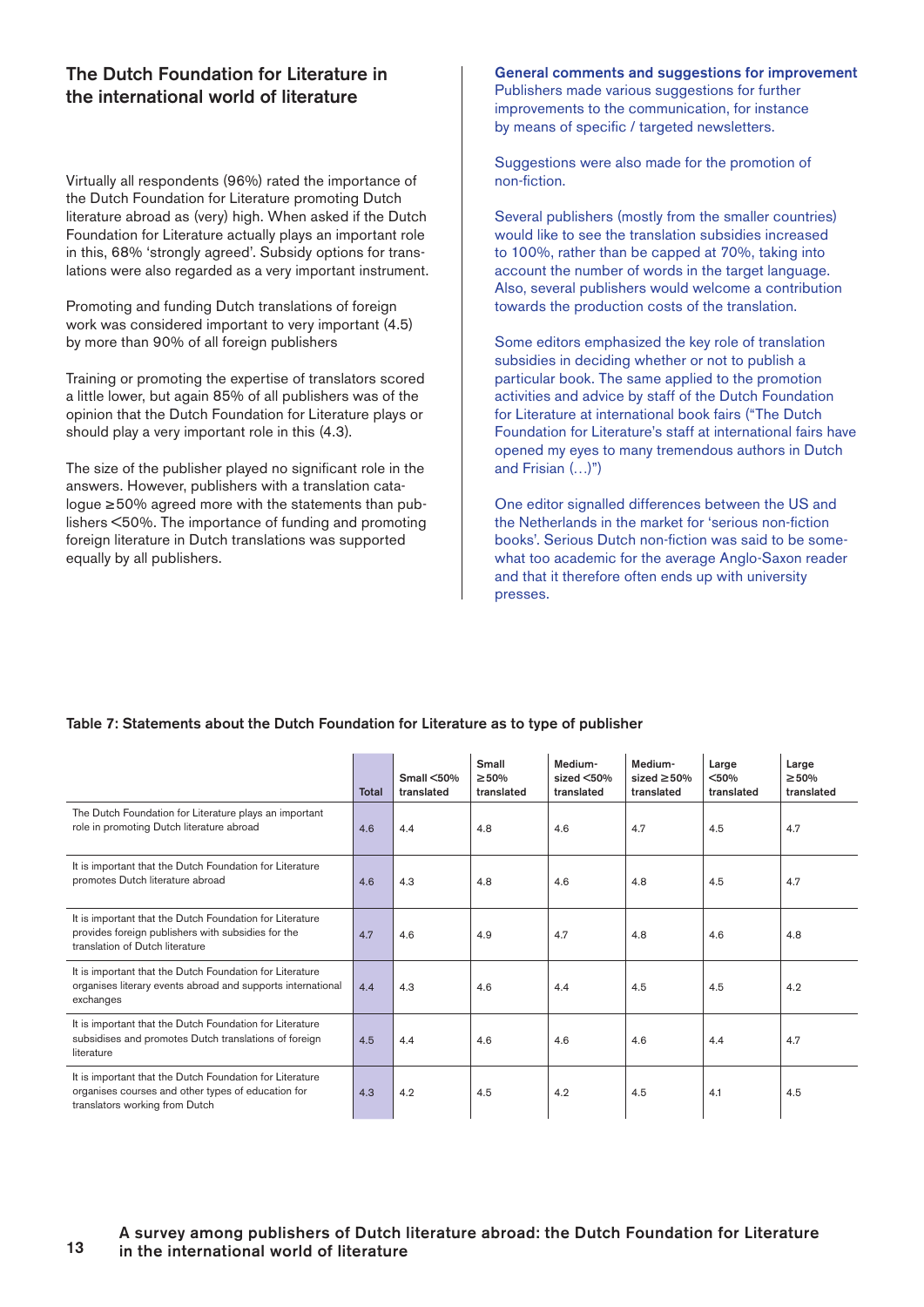## The Dutch Foundation for Literature in the international world of literature

Virtually all respondents (96%) rated the importance of the Dutch Foundation for Literature promoting Dutch literature abroad as (very) high. When asked if the Dutch Foundation for Literature actually plays an important role in this, 68% 'strongly agreed'. Subsidy options for translations were also regarded as a very important instrument.

Promoting and funding Dutch translations of foreign work was considered important to very important (4.5) by more than 90% of all foreign publishers

Training or promoting the expertise of translators scored a little lower, but again 85% of all publishers was of the opinion that the Dutch Foundation for Literature plays or should play a very important role in this (4.3).

The size of the publisher played no significant role in the answers. However, publishers with a translation catalogue ≥50% agreed more with the statements than publishers <50%. The importance of funding and promoting foreign literature in Dutch translations was supported equally by all publishers.

**General comments and suggestions for improvement**

Publishers made various suggestions for further improvements to the communication, for instance by means of specific / targeted newsletters.

Suggestions were also made for the promotion of non-fiction.

Several publishers (mostly from the smaller countries) would like to see the translation subsidies increased to 100%, rather than be capped at 70%, taking into account the number of words in the target language. Also, several publishers would welcome a contribution towards the production costs of the translation.

Some editors emphasized the key role of translation subsidies in deciding whether or not to publish a particular book. The same applied to the promotion activities and advice by staff of the Dutch Foundation for Literature at international book fairs ("The Dutch Foundation for Literature's staff at international fairs have opened my eyes to many tremendous authors in Dutch and Frisian (…)")

One editor signalled differences between the US and the Netherlands in the market for 'serious non-fiction books'. Serious Dutch non-fiction was said to be somewhat too academic for the average Anglo-Saxon reader and that it therefore often ends up with university presses.

**Table 7: Statements about the Dutch Foundation for Literature as to type of publisher**

| | Total | Small <50% translated | Small ≥50% translated | Medium-sized <50% translated | Medium-sized ≥50% translated | Large <50% translated | Large ≥50% translated |
|---|---|---|---|---|---|---|---|
| The Dutch Foundation for Literature plays an important role in promoting Dutch literature abroad | 4.6 | 4.4 | 4.8 | 4.6 | 4.7 | 4.5 | 4.7 |
| It is important that the Dutch Foundation for Literature promotes Dutch literature abroad | 4.6 | 4.3 | 4.8 | 4.6 | 4.8 | 4.5 | 4.7 |
| It is important that the Dutch Foundation for Literature provides foreign publishers with subsidies for the translation of Dutch literature | 4.7 | 4.6 | 4.9 | 4.7 | 4.8 | 4.6 | 4.8 |
| It is important that the Dutch Foundation for Literature organises literary events abroad and supports international exchanges | 4.4 | 4.3 | 4.6 | 4.4 | 4.5 | 4.5 | 4.2 |
| It is important that the Dutch Foundation for Literature subsidises and promotes Dutch translations of foreign literature | 4.5 | 4.4 | 4.6 | 4.6 | 4.6 | 4.4 | 4.7 |
| It is important that the Dutch Foundation for Literature organises courses and other types of education for translators working from Dutch | 4.3 | 4.2 | 4.5 | 4.2 | 4.5 | 4.1 | 4.5 |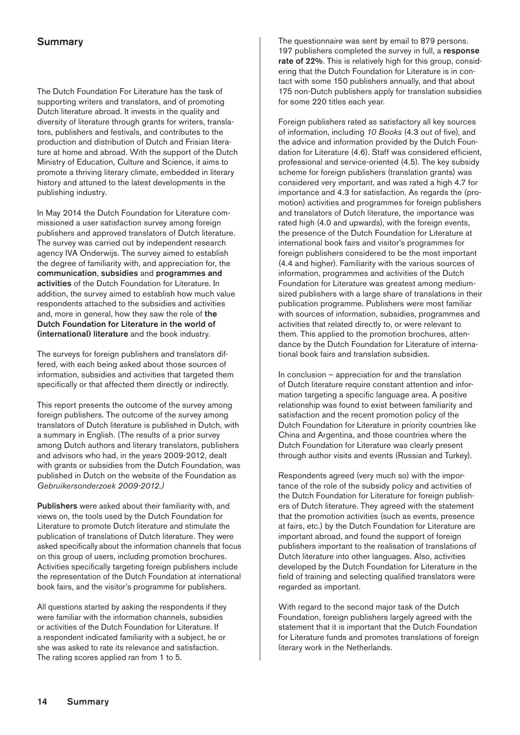## Summary

The Dutch Foundation For Literature has the task of supporting writers and translators, and of promoting Dutch literature abroad. It invests in the quality and diversity of literature through grants for writers, translators, publishers and festivals, and contributes to the production and distribution of Dutch and Frisian literature at home and abroad. With the support of the Dutch Ministry of Education, Culture and Science, it aims to promote a thriving literary climate, embedded in literary history and attuned to the latest developments in the publishing industry.

In May 2014 the Dutch Foundation for Literature commissioned a user satisfaction survey among foreign publishers and approved translators of Dutch literature. The survey was carried out by independent research agency IVA Onderwijs. The survey aimed to establish the degree of familiarity with, and appreciation for, the **communication**, **subsidies** and **programmes and activities** of the Dutch Foundation for Literature. In addition, the survey aimed to establish how much value respondents attached to the subsidies and activities and, more in general, how they saw the role of **the Dutch Foundation for Literature in the world of (international) literature** and the book industry.

The surveys for foreign publishers and translators differed, with each being asked about those sources of information, subsidies and activities that targeted them specifically or that affected them directly or indirectly.

This report presents the outcome of the survey among foreign publishers. The outcome of the survey among translators of Dutch literature is published in Dutch, with a summary in English. (The results of a prior survey among Dutch authors and literary translators, publishers and advisors who had, in the years 2009-2012, dealt with grants or subsidies from the Dutch Foundation, was published in Dutch on the website of the Foundation as *Gebruikersonderzoek 2009-2012.)*

**Publishers** were asked about their familiarity with, and views on, the tools used by the Dutch Foundation for Literature to promote Dutch literature and stimulate the publication of translations of Dutch literature. They were asked specifically about the information channels that focus on this group of users, including promotion brochures. Activities specifically targeting foreign publishers include the representation of the Dutch Foundation at international book fairs, and the visitor's programme for publishers.

All questions started by asking the respondents if they were familiar with the information channels, subsidies or activities of the Dutch Foundation for Literature. If a respondent indicated familiarity with a subject, he or she was asked to rate its relevance and satisfaction. The rating scores applied ran from 1 to 5.

The questionnaire was sent by email to 879 persons. 197 publishers completed the survey in full, a **response rate of 22%**. This is relatively high for this group, considering that the Dutch Foundation for Literature is in contact with some 150 publishers annually, and that about 175 non-Dutch publishers apply for translation subsidies for some 220 titles each year.

Foreign publishers rated as satisfactory all key sources of information, including *10 Books* (4.3 out of five), and the advice and information provided by the Dutch Foundation for Literature (4.6). Staff was considered efficient, professional and service-oriented (4.5). The key subsidy scheme for foreign publishers (translation grants) was considered very important, and was rated a high 4.7 for importance and 4.3 for satisfaction. As regards the (promotion) activities and programmes for foreign publishers and translators of Dutch literature, the importance was rated high (4.0 and upwards), with the foreign events, the presence of the Dutch Foundation for Literature at international book fairs and visitor's programmes for foreign publishers considered to be the most important (4.4 and higher). Familiarity with the various sources of information, programmes and activities of the Dutch Foundation for Literature was greatest among medium-sized publishers with a large share of translations in their publication programme. Publishers were most familiar with sources of information, subsidies, programmes and activities that related directly to, or were relevant to them. This applied to the promotion brochures, attendance by the Dutch Foundation for Literature of international book fairs and translation subsidies.

In conclusion – appreciation for and the translation of Dutch literature require constant attention and information targeting a specific language area. A positive relationship was found to exist between familiarity and satisfaction and the recent promotion policy of the Dutch Foundation for Literature in priority countries like China and Argentina, and those countries where the Dutch Foundation for Literature was clearly present through author visits and events (Russian and Turkey).

Respondents agreed (very much so) with the importance of the role of the subsidy policy and activities of the Dutch Foundation for Literature for foreign publishers of Dutch literature. They agreed with the statement that the promotion activities (such as events, presence at fairs, etc.) by the Dutch Foundation for Literature are important abroad, and found the support of foreign publishers important to the realisation of translations of Dutch literature into other languages. Also, activities developed by the Dutch Foundation for Literature in the field of training and selecting qualified translators were regarded as important.

With regard to the second major task of the Dutch Foundation, foreign publishers largely agreed with the statement that it is important that the Dutch Foundation for Literature funds and promotes translations of foreign literary work in the Netherlands.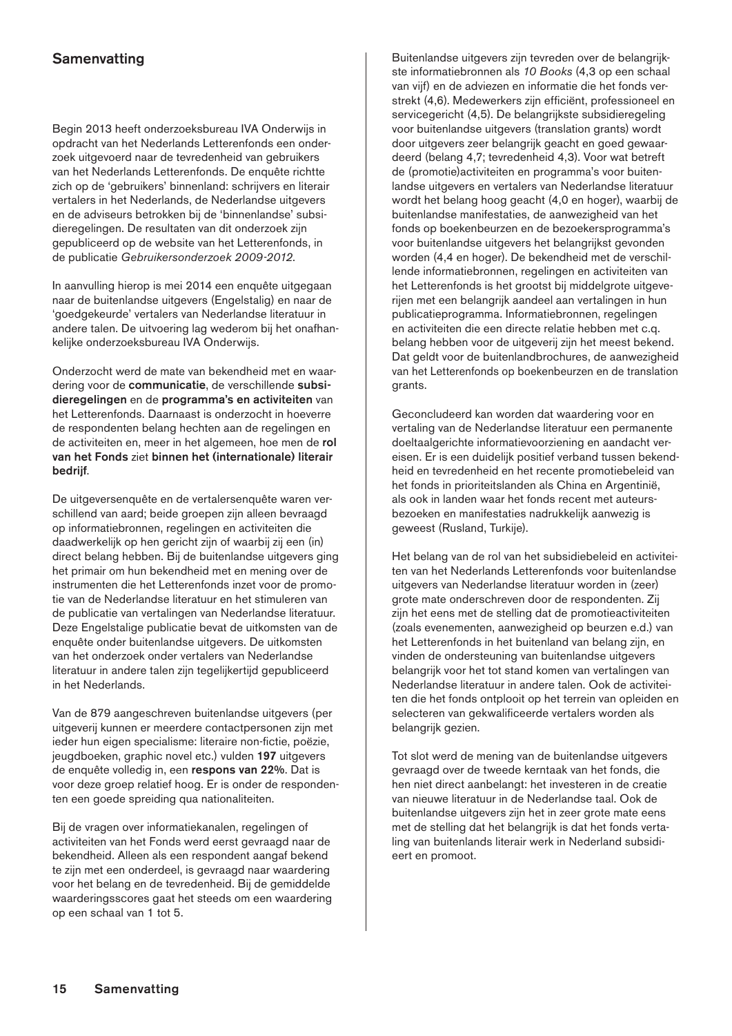## Samenvatting

Begin 2013 heeft onderzoeksbureau IVA Onderwijs in opdracht van het Nederlands Letterenfonds een onderzoek uitgevoerd naar de tevredenheid van gebruikers van het Nederlands Letterenfonds. De enquête richtte zich op de 'gebruikers' binnenland: schrijvers en literair vertalers in het Nederlands, de Nederlandse uitgevers en de adviseurs betrokken bij de 'binnenlandse' subsidieregelingen. De resultaten van dit onderzoek zijn gepubliceerd op de website van het Letterenfonds, in de publicatie *Gebruikersonderzoek 2009-2012*.

In aanvulling hierop is mei 2014 een enquête uitgegaan naar de buitenlandse uitgevers (Engelstalig) en naar de 'goedgekeurde' vertalers van Nederlandse literatuur in andere talen. De uitvoering lag wederom bij het onafhankelijke onderzoeksbureau IVA Onderwijs.

Onderzocht werd de mate van bekendheid met en waardering voor de **communicatie**, de verschillende **subsidieregelingen** en de **programma's en activiteiten** van het Letterenfonds. Daarnaast is onderzocht in hoeverre de respondenten belang hechten aan de regelingen en de activiteiten en, meer in het algemeen, hoe men de **rol van het Fonds** ziet **binnen het (internationale) literair bedrijf**.

De uitgeversenquête en de vertalersenquête waren verschillend van aard; beide groepen zijn alleen bevraagd op informatiebronnen, regelingen en activiteiten die daadwerkelijk op hen gericht zijn of waarbij zij een (in) direct belang hebben. Bij de buitenlandse uitgevers ging het primair om hun bekendheid met en mening over de instrumenten die het Letterenfonds inzet voor de promotie van de Nederlandse literatuur en het stimuleren van de publicatie van vertalingen van Nederlandse literatuur. Deze Engelstalige publicatie bevat de uitkomsten van de enquête onder buitenlandse uitgevers. De uitkomsten van het onderzoek onder vertalers van Nederlandse literatuur in andere talen zijn tegelijkertijd gepubliceerd in het Nederlands.

Van de 879 aangeschreven buitenlandse uitgevers (per uitgeverij kunnen er meerdere contactpersonen zijn met ieder hun eigen specialisme: literaire non-fictie, poëzie, jeugdboeken, graphic novel etc.) vulden **197** uitgevers de enquête volledig in, een **respons van 22%**. Dat is voor deze groep relatief hoog. Er is onder de respondenten een goede spreiding qua nationaliteiten.

Bij de vragen over informatiekanalen, regelingen of activiteiten van het Fonds werd eerst gevraagd naar de bekendheid. Alleen als een respondent aangaf bekend te zijn met een onderdeel, is gevraagd naar waardering voor het belang en de tevredenheid. Bij de gemiddelde waarderingsscores gaat het steeds om een waardering op een schaal van 1 tot 5.

Buitenlandse uitgevers zijn tevreden over de belangrijkste informatiebronnen als *10 Books* (4,3 op een schaal van vijf) en de adviezen en informatie die het fonds verstrekt (4,6). Medewerkers zijn efficiënt, professioneel en servicegericht (4,5). De belangrijkste subsidieregeling voor buitenlandse uitgevers (translation grants) wordt door uitgevers zeer belangrijk geacht en goed gewaardeerd (belang 4,7; tevredenheid 4,3). Voor wat betreft de (promotie)activiteiten en programma's voor buitenlandse uitgevers en vertalers van Nederlandse literatuur wordt het belang hoog geacht (4,0 en hoger), waarbij de buitenlandse manifestaties, de aanwezigheid van het fonds op boekenbeurzen en de bezoekersprogramma's voor buitenlandse uitgevers het belangrijkst gevonden worden (4,4 en hoger). De bekendheid met de verschillende informatiebronnen, regelingen en activiteiten van het Letterenfonds is het grootst bij middelgrote uitgeverijen met een belangrijk aandeel aan vertalingen in hun publicatieprogramma. Informatiebronnen, regelingen en activiteiten die een directe relatie hebben met c.q. belang hebben voor de uitgeverij zijn het meest bekend. Dat geldt voor de buitenlandbrochures, de aanwezigheid van het Letterenfonds op boekenbeurzen en de translation grants.

Geconcludeerd kan worden dat waardering voor en vertaling van de Nederlandse literatuur een permanente doeltaalgerichte informatievoorziening en aandacht vereisen. Er is een duidelijk positief verband tussen bekendheid en tevredenheid en het recente promotiebeleid van het fonds in prioriteitslanden als China en Argentinië, als ook in landen waar het fonds recent met auteursbezoeken en manifestaties nadrukkelijk aanwezig is geweest (Rusland, Turkije).

Het belang van de rol van het subsidiebeleid en activiteiten van het Nederlands Letterenfonds voor buitenlandse uitgevers van Nederlandse literatuur worden in (zeer) grote mate onderschreven door de respondenten. Zij zijn het eens met de stelling dat de promotieactiviteiten (zoals evenementen, aanwezigheid op beurzen e.d.) van het Letterenfonds in het buitenland van belang zijn, en vinden de ondersteuning van buitenlandse uitgevers belangrijk voor het tot stand komen van vertalingen van Nederlandse literatuur in andere talen. Ook de activiteiten die het fonds ontplooit op het terrein van opleiden en selecteren van gekwalificeerde vertalers worden als belangrijk gezien.

Tot slot werd de mening van de buitenlandse uitgevers gevraagd over de tweede kerntaak van het fonds, die hen niet direct aanbelangt: het investeren in de creatie van nieuwe literatuur in de Nederlandse taal. Ook de buitenlandse uitgevers zijn het in zeer grote mate eens met de stelling dat het belangrijk is dat het fonds vertaling van buitenlands literair werk in Nederland subsidieert en promoot.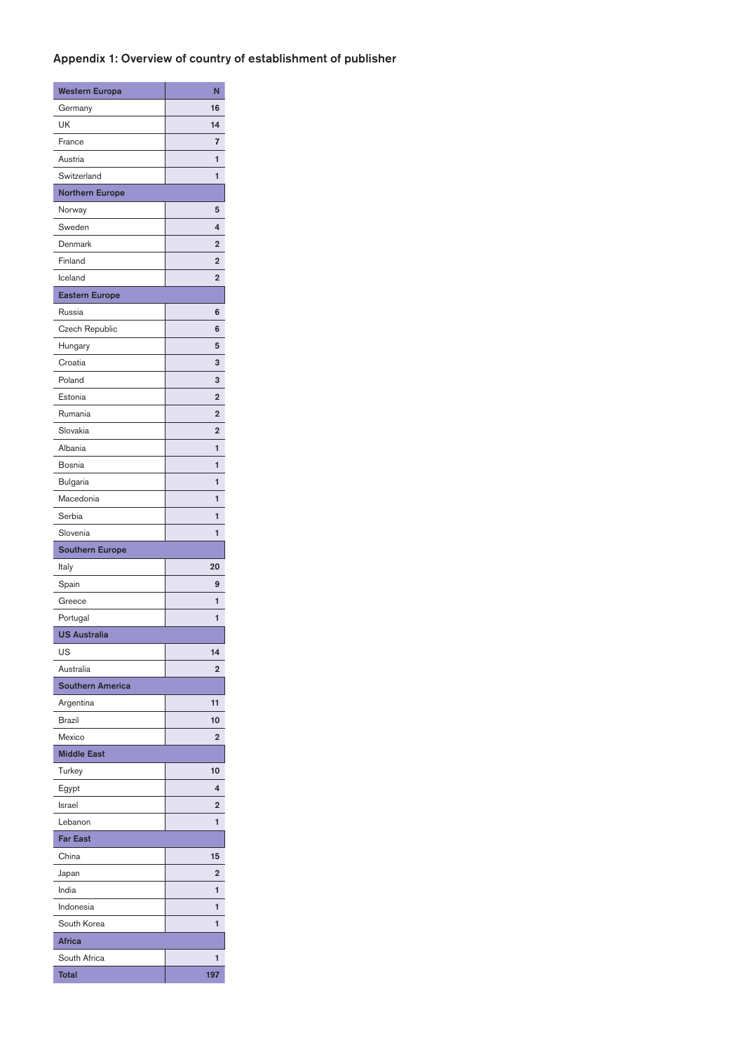## Appendix 1: Overview of country of establishment of publisher

| Western Europa | N |
|---|---|
| Germany | 16 |
| UK | 14 |
| France | 7 |
| Austria | 1 |
| Switzerland | 1 |
| **Northern Europe** | |
| Norway | 5 |
| Sweden | 4 |
| Denmark | 2 |
| Finland | 2 |
| Iceland | 2 |
| **Eastern Europe** | |
| Russia | 6 |
| Czech Republic | 6 |
| Hungary | 5 |
| Croatia | 3 |
| Poland | 3 |
| Estonia | 2 |
| Rumania | 2 |
| Slovakia | 2 |
| Albania | 1 |
| Bosnia | 1 |
| Bulgaria | 1 |
| Macedonia | 1 |
| Serbia | 1 |
| Slovenia | 1 |
| **Southern Europe** | |
| Italy | 20 |
| Spain | 9 |
| Greece | 1 |
| Portugal | 1 |
| **US Australia** | |
| US | 14 |
| Australia | 2 |
| **Southern America** | |
| Argentina | 11 |
| Brazil | 10 |
| Mexico | 2 |
| **Middle East** | |
| Turkey | 10 |
| Egypt | 4 |
| Israel | 2 |
| Lebanon | 1 |
| **Far East** | |
| China | 15 |
| Japan | 2 |
| India | 1 |
| Indonesia | 1 |
| South Korea | 1 |
| **Africa** | |
| South Africa | 1 |
| **Total** | **197** |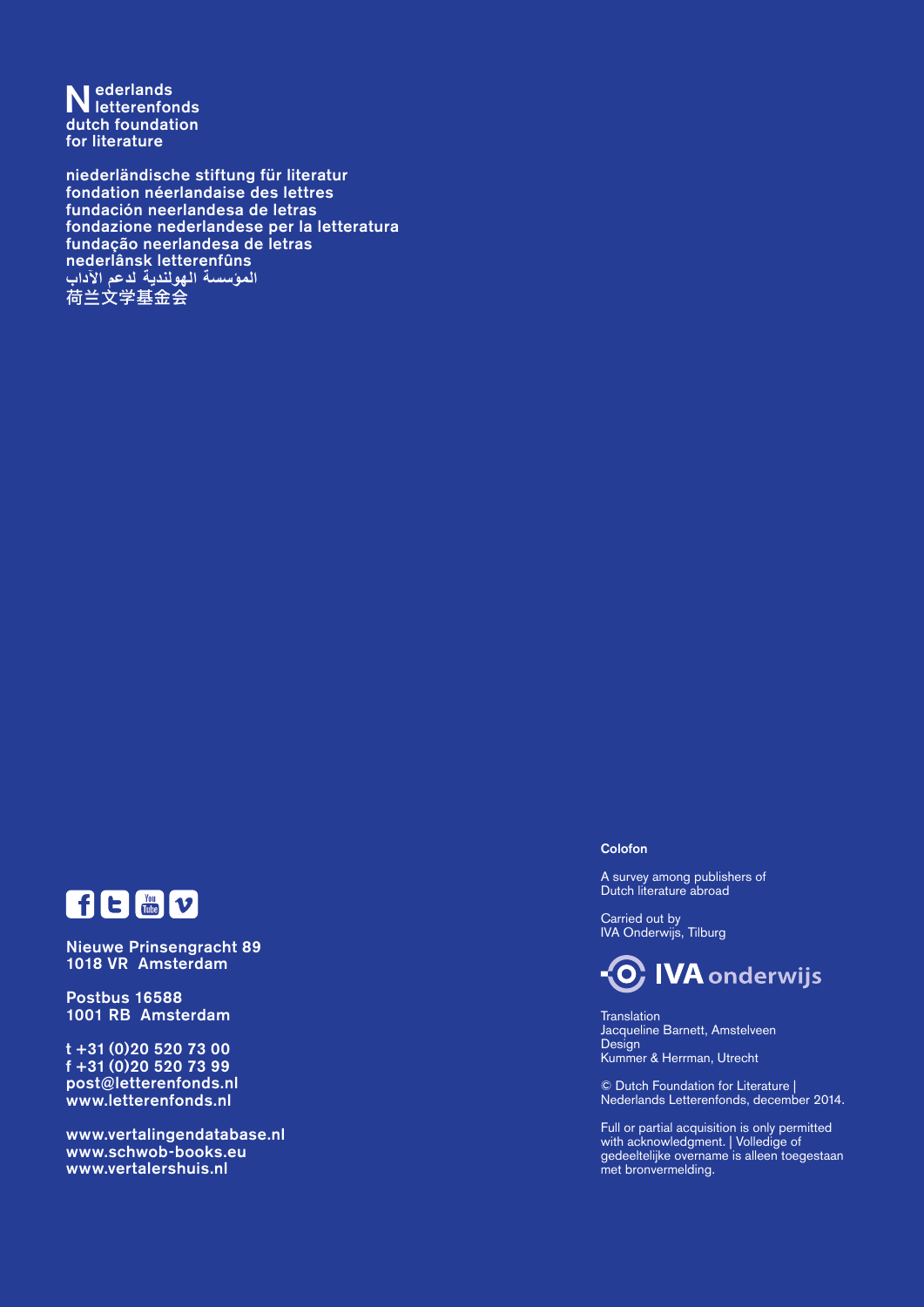Nederlands letterenfonds
dutch foundation for literature

niederländische stiftung für literatur
fondation néerlandaise des lettres
fundación neerlandesa de letras
fondazione nederlandese per la letteratura
fundação neerlandesa de letras
nederlânsk letterenfûns
المؤسسة الهولندية لدعم الآداب
荷兰文学基金会

Nieuwe Prinsengracht 89
1018 VR Amsterdam

Postbus 16588
1001 RB Amsterdam

t +31 (0)20 520 73 00
f +31 (0)20 520 73 99
post@letterenfonds.nl
www.letterenfonds.nl

www.vertalingendatabase.nl
www.schwob-books.eu
www.vertalershuis.nl

**Colofon**

A survey among publishers of Dutch literature abroad

Carried out by
IVA Onderwijs, Tilburg

IVA onderwijs

Translation
Jacqueline Barnett, Amstelveen
Design
Kummer & Herrman, Utrecht

© Dutch Foundation for Literature | Nederlands Letterenfonds, december 2014.

Full or partial acquisition is only permitted with acknowledgment. | Volledige of gedeeltelijke overname is alleen toegestaan met bronvermelding.